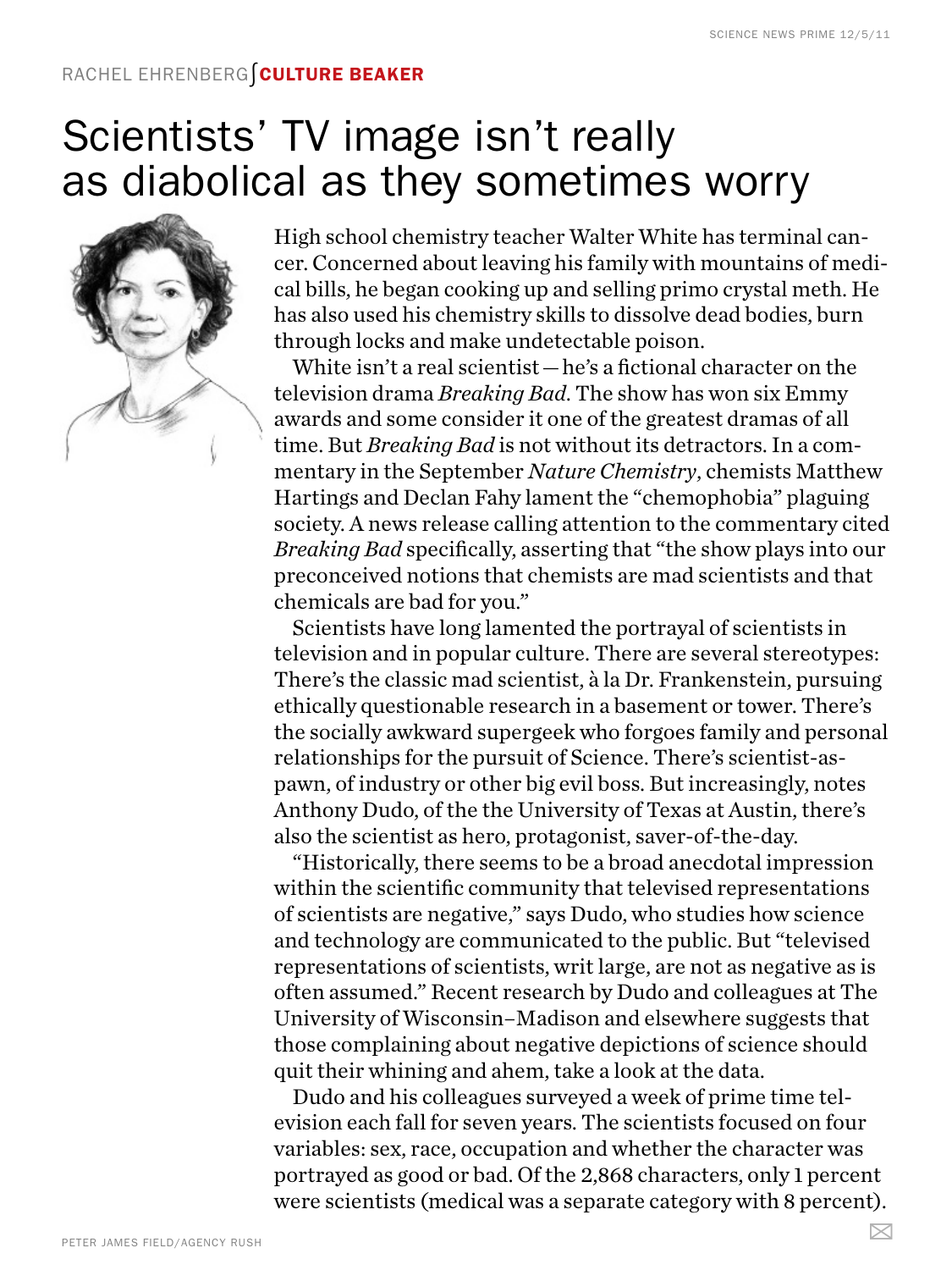RACHEL EHRENBERG **CULTURE BEAKER**

# Scientists' TV image isn't really as diabolical as they sometimes worry

High school chemistry teacher Walter White has terminal cancer. Concerned about leaving his family with mountains of medical bills, he began cooking up and selling primo crystal meth. He has also used his chemistry skills to dissolve dead bodies, burn through locks and make undetectable poison.

White isn't a real scientist — he's a fictional character on the television drama *Breaking Bad*. The show has won six Emmy awards and some consider it one of the greatest dramas of all time. But *Breaking Bad* is not without its detractors. In a commentary in the September *Nature Chemistry*, chemists Matthew Hartings and Declan Fahy lament the "chemophobia" plaguing society. A news release calling attention to the commentary cited *Breaking Bad* specifically, asserting that "the show plays into our preconceived notions that chemists are mad scientists and that chemicals are bad for you."

Scientists have long lamented the portrayal of scientists in television and in popular culture. There are several stereotypes: There's the classic mad scientist, à la Dr. Frankenstein, pursuing ethically questionable research in a basement or tower. There's the socially awkward supergeek who forgoes family and personal relationships for the pursuit of Science. There's scientist-as-pawn, of industry or other big evil boss. But increasingly, notes Anthony Dudo, of the the University of Texas at Austin, there's also the scientist as hero, protagonist, saver-of-the-day.

"Historically, there seems to be a broad anecdotal impression within the scientific community that televised representations of scientists are negative," says Dudo, who studies how science and technology are communicated to the public. But "televised representations of scientists, writ large, are not as negative as is often assumed." Recent research by Dudo and colleagues at The University of Wisconsin–Madison and elsewhere suggests that those complaining about negative depictions of science should quit their whining and ahem, take a look at the data.

Dudo and his colleagues surveyed a week of prime time television each fall for seven years. The scientists focused on four variables: sex, race, occupation and whether the character was portrayed as good or bad. Of the 2,868 characters, only 1 percent were scientists (medical was a separate category with 8 percent).

PETER JAMES FIELD/AGENCY RUSH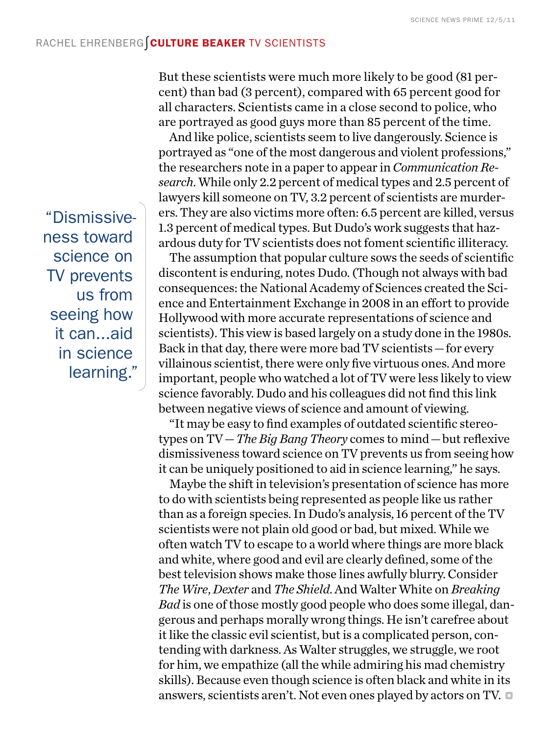But these scientists were much more likely to be good (81 percent) than bad (3 percent), compared with 65 percent good for all characters. Scientists came in a close second to police, who are portrayed as good guys more than 85 percent of the time.

And like police, scientists seem to live dangerously. Science is portrayed as "one of the most dangerous and violent professions," the researchers note in a paper to appear in *Communication Research*. While only 2.2 percent of medical types and 2.5 percent of lawyers kill someone on TV, 3.2 percent of scientists are murderers. They are also victims more often: 6.5 percent are killed, versus 1.3 percent of medical types. But Dudo's work suggests that hazardous duty for TV scientists does not foment scientific illiteracy.

"Dismissiveness toward science on TV prevents us from seeing how it can…aid in science learning."

The assumption that popular culture sows the seeds of scientific discontent is enduring, notes Dudo. (Though not always with bad consequences: the National Academy of Sciences created the Science and Entertainment Exchange in 2008 in an effort to provide Hollywood with more accurate representations of science and scientists). This view is based largely on a study done in the 1980s. Back in that day, there were more bad TV scientists — for every villainous scientist, there were only five virtuous ones. And more important, people who watched a lot of TV were less likely to view science favorably. Dudo and his colleagues did not find this link between negative views of science and amount of viewing.

"It may be easy to find examples of outdated scientific stereotypes on TV — *The Big Bang Theory* comes to mind — but reflexive dismissiveness toward science on TV prevents us from seeing how it can be uniquely positioned to aid in science learning," he says.

Maybe the shift in television's presentation of science has more to do with scientists being represented as people like us rather than as a foreign species. In Dudo's analysis, 16 percent of the TV scientists were not plain old good or bad, but mixed. While we often watch TV to escape to a world where things are more black and white, where good and evil are clearly defined, some of the best television shows make those lines awfully blurry. Consider *The Wire*, *Dexter* and *The Shield*. And Walter White on *Breaking Bad* is one of those mostly good people who does some illegal, dangerous and perhaps morally wrong things. He isn't carefree about it like the classic evil scientist, but is a complicated person, contending with darkness. As Walter struggles, we struggle, we root for him, we empathize (all the while admiring his mad chemistry skills). Because even though science is often black and white in its answers, scientists aren't. Not even ones played by actors on TV.